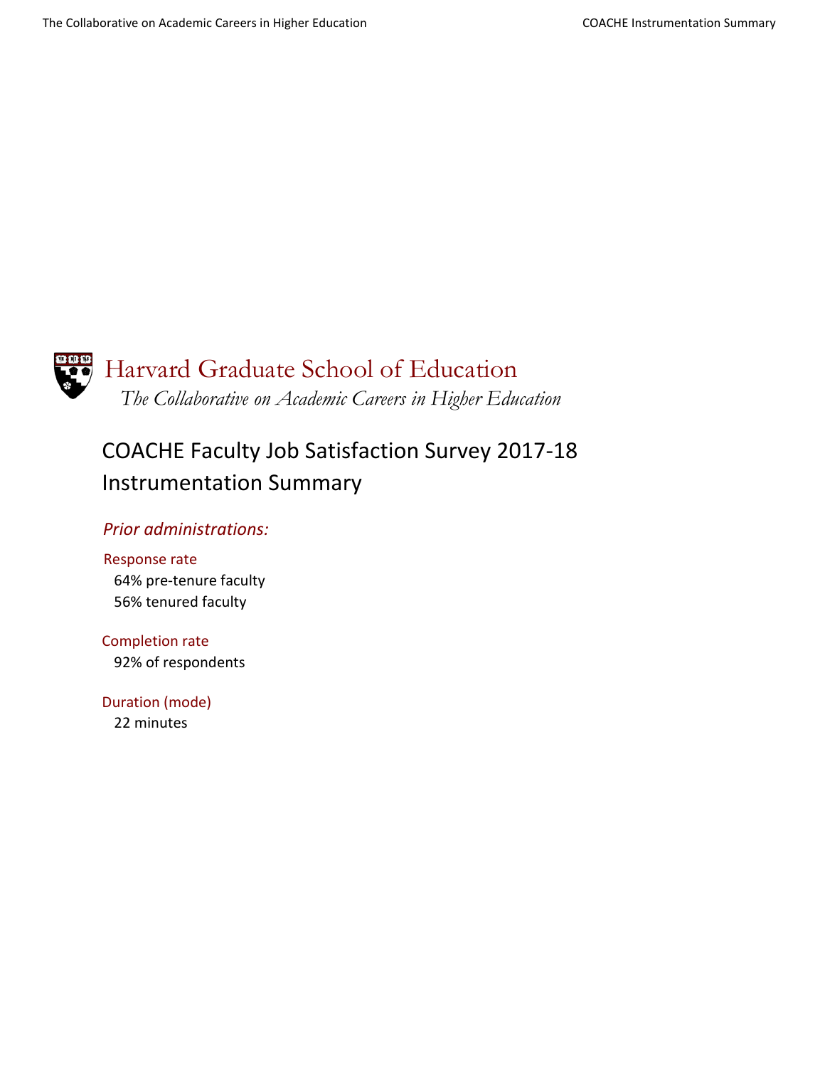Harvard Graduate School of Education

*The Collaborative on Academic Careers in Higher Education*

# COACHE Faculty Job Satisfaction Survey 2017-18 Instrumentation Summary

## *Prior administrations:*

**Response rate**

64% pre-tenure faculty

56% tenured faculty

**Completion rate**

92% of respondents

**Duration (mode)**

22 minutes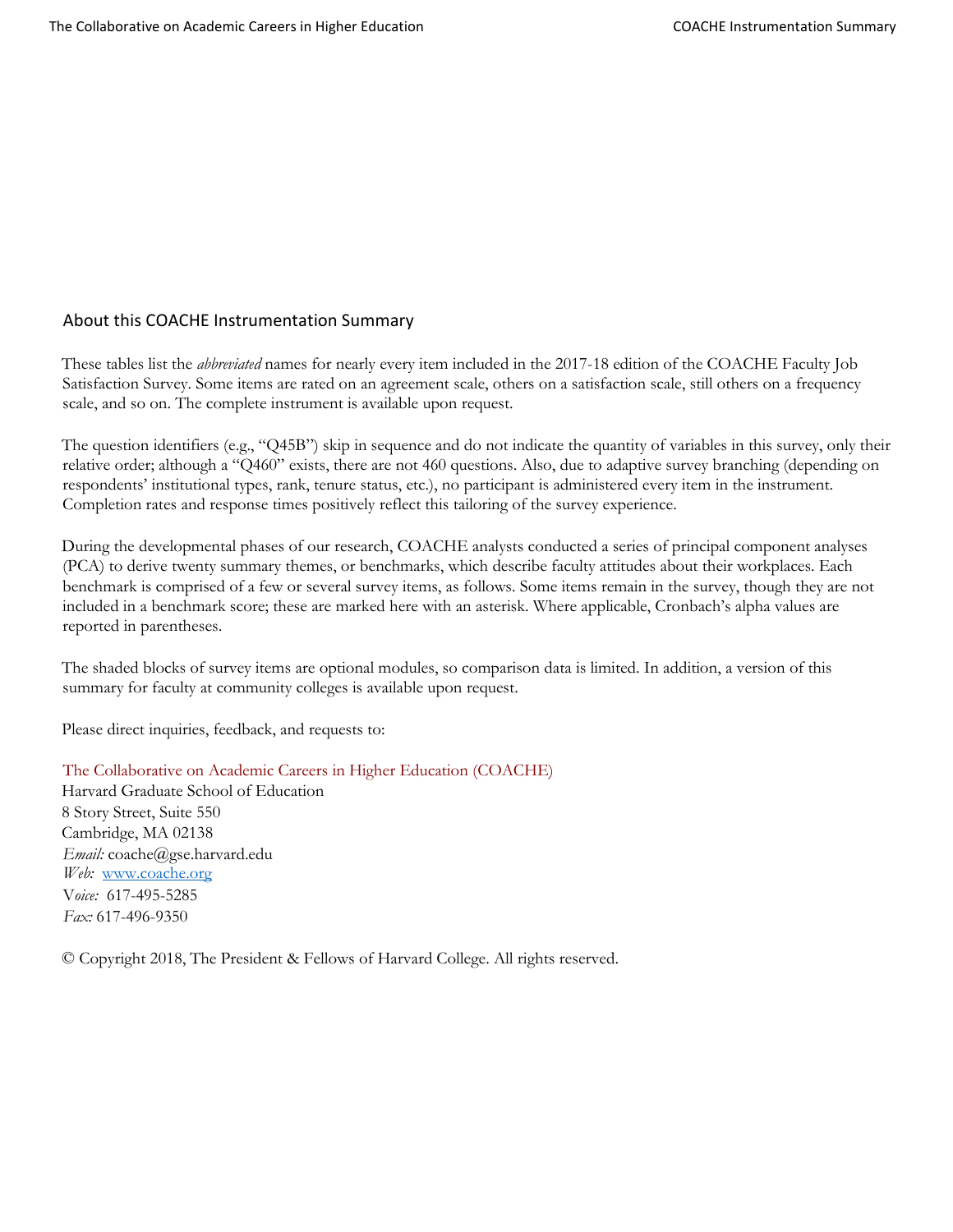## About this COACHE Instrumentation Summary

These tables list the *abbreviated* names for nearly every item included in the 2017-18 edition of the COACHE Faculty Job Satisfaction Survey. Some items are rated on an agreement scale, others on a satisfaction scale, still others on a frequency scale, and so on. The complete instrument is available upon request.

The question identifiers (e.g., "Q45B") skip in sequence and do not indicate the quantity of variables in this survey, only their relative order; although a "Q460" exists, there are not 460 questions. Also, due to adaptive survey branching (depending on respondents' institutional types, rank, tenure status, etc.), no participant is administered every item in the instrument. Completion rates and response times positively reflect this tailoring of the survey experience.

During the developmental phases of our research, COACHE analysts conducted a series of principal component analyses (PCA) to derive twenty summary themes, or benchmarks, which describe faculty attitudes about their workplaces. Each benchmark is comprised of a few or several survey items, as follows. Some items remain in the survey, though they are not included in a benchmark score; these are marked here with an asterisk. Where applicable, Cronbach's alpha values are reported in parentheses.

The shaded blocks of survey items are optional modules, so comparison data is limited. In addition, a version of this summary for faculty at community colleges is available upon request.

Please direct inquiries, feedback, and requests to:

The Collaborative on Academic Careers in Higher Education (COACHE)
Harvard Graduate School of Education
8 Story Street, Suite 550
Cambridge, MA 02138
*Email:* coache@gse.harvard.edu
*Web:* www.coache.org
V*oice:* 617-495-5285
*Fax:* 617-496-9350

© Copyright 2018, The President & Fellows of Harvard College. All rights reserved.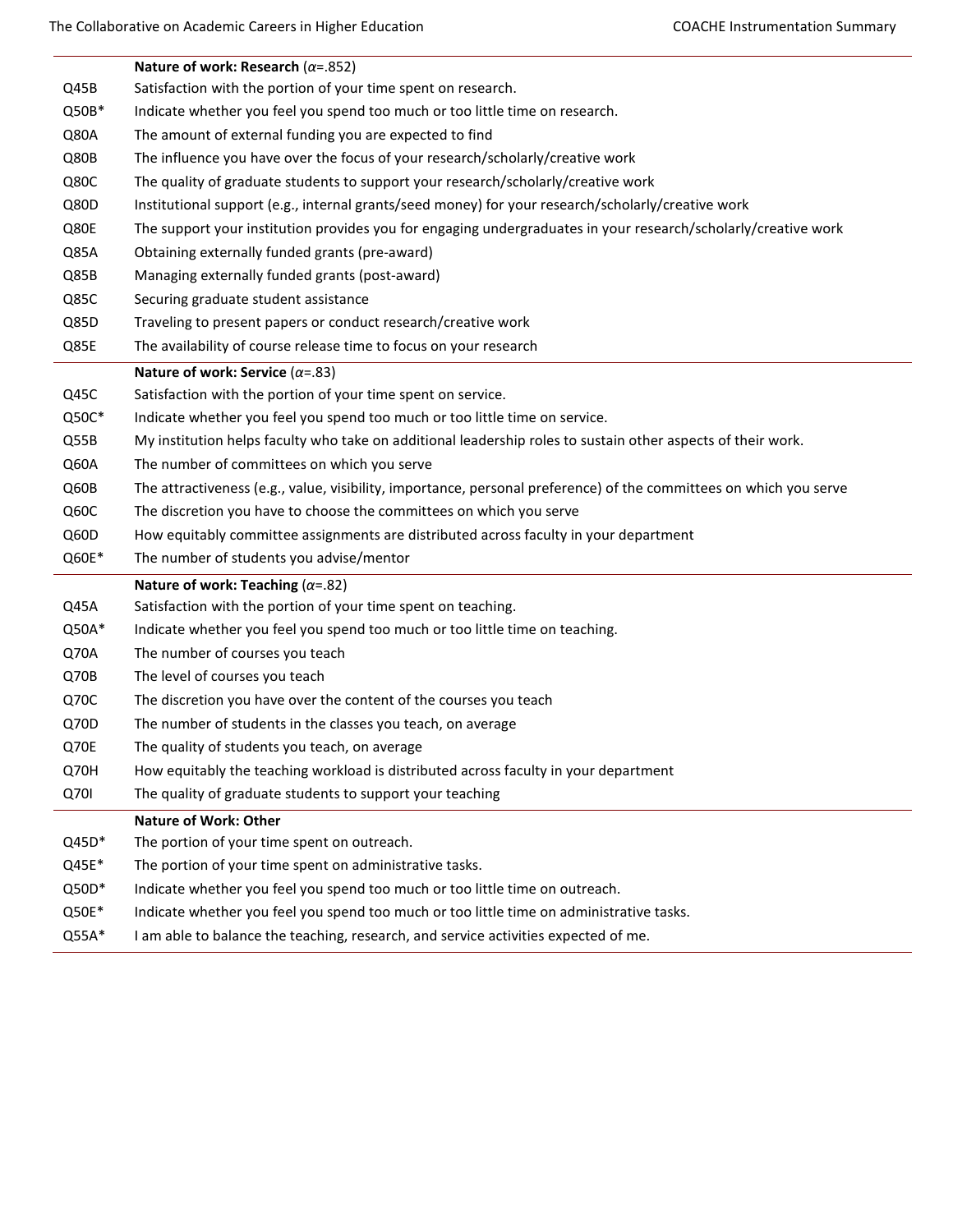| | **Nature of work: Research** ($\alpha$=.852) |
|---|---|
| Q45B | Satisfaction with the portion of your time spent on research. |
| Q50B* | Indicate whether you feel you spend too much or too little time on research. |
| Q80A | The amount of external funding you are expected to find |
| Q80B | The influence you have over the focus of your research/scholarly/creative work |
| Q80C | The quality of graduate students to support your research/scholarly/creative work |
| Q80D | Institutional support (e.g., internal grants/seed money) for your research/scholarly/creative work |
| Q80E | The support your institution provides you for engaging undergraduates in your research/scholarly/creative work |
| Q85A | Obtaining externally funded grants (pre-award) |
| Q85B | Managing externally funded grants (post-award) |
| Q85C | Securing graduate student assistance |
| Q85D | Traveling to present papers or conduct research/creative work |
| Q85E | The availability of course release time to focus on your research |
| | **Nature of work: Service** ($\alpha$=.83) |
| Q45C | Satisfaction with the portion of your time spent on service. |
| Q50C* | Indicate whether you feel you spend too much or too little time on service. |
| Q55B | My institution helps faculty who take on additional leadership roles to sustain other aspects of their work. |
| Q60A | The number of committees on which you serve |
| Q60B | The attractiveness (e.g., value, visibility, importance, personal preference) of the committees on which you serve |
| Q60C | The discretion you have to choose the committees on which you serve |
| Q60D | How equitably committee assignments are distributed across faculty in your department |
| Q60E* | The number of students you advise/mentor |
| | **Nature of work: Teaching** ($\alpha$=.82) |
| Q45A | Satisfaction with the portion of your time spent on teaching. |
| Q50A* | Indicate whether you feel you spend too much or too little time on teaching. |
| Q70A | The number of courses you teach |
| Q70B | The level of courses you teach |
| Q70C | The discretion you have over the content of the courses you teach |
| Q70D | The number of students in the classes you teach, on average |
| Q70E | The quality of students you teach, on average |
| Q70H | How equitably the teaching workload is distributed across faculty in your department |
| Q70I | The quality of graduate students to support your teaching |
| | **Nature of Work: Other** |
| Q45D* | The portion of your time spent on outreach. |
| Q45E* | The portion of your time spent on administrative tasks. |
| Q50D* | Indicate whether you feel you spend too much or too little time on outreach. |
| Q50E* | Indicate whether you feel you spend too much or too little time on administrative tasks. |
| Q55A* | I am able to balance the teaching, research, and service activities expected of me. |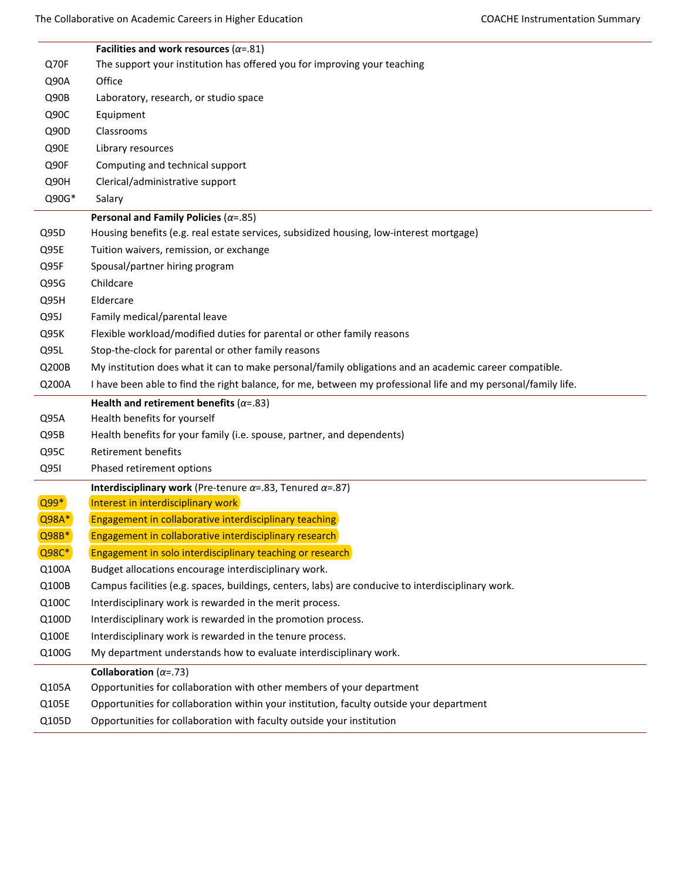| | **Facilities and work resources** ($\alpha$=.81) |
|---|---|
| Q70F | The support your institution has offered you for improving your teaching |
| Q90A | Office |
| Q90B | Laboratory, research, or studio space |
| Q90C | Equipment |
| Q90D | Classrooms |
| Q90E | Library resources |
| Q90F | Computing and technical support |
| Q90H | Clerical/administrative support |
| Q90G* | Salary |
| | **Personal and Family Policies** ($\alpha$=.85) |
| Q95D | Housing benefits (e.g. real estate services, subsidized housing, low-interest mortgage) |
| Q95E | Tuition waivers, remission, or exchange |
| Q95F | Spousal/partner hiring program |
| Q95G | Childcare |
| Q95H | Eldercare |
| Q95J | Family medical/parental leave |
| Q95K | Flexible workload/modified duties for parental or other family reasons |
| Q95L | Stop-the-clock for parental or other family reasons |
| Q200B | My institution does what it can to make personal/family obligations and an academic career compatible. |
| Q200A | I have been able to find the right balance, for me, between my professional life and my personal/family life. |
| | **Health and retirement benefits** ($\alpha$=.83) |
| Q95A | Health benefits for yourself |
| Q95B | Health benefits for your family (i.e. spouse, partner, and dependents) |
| Q95C | Retirement benefits |
| Q95I | Phased retirement options |
| | **Interdisciplinary work** (Pre-tenure $\alpha$=.83, Tenured $\alpha$=.87) |
| Q99* | Interest in interdisciplinary work |
| Q98A* | Engagement in collaborative interdisciplinary teaching |
| Q98B* | Engagement in collaborative interdisciplinary research |
| Q98C* | Engagement in solo interdisciplinary teaching or research |
| Q100A | Budget allocations encourage interdisciplinary work. |
| Q100B | Campus facilities (e.g. spaces, buildings, centers, labs) are conducive to interdisciplinary work. |
| Q100C | Interdisciplinary work is rewarded in the merit process. |
| Q100D | Interdisciplinary work is rewarded in the promotion process. |
| Q100E | Interdisciplinary work is rewarded in the tenure process. |
| Q100G | My department understands how to evaluate interdisciplinary work. |
| | **Collaboration** ($\alpha$=.73) |
| Q105A | Opportunities for collaboration with other members of your department |
| Q105E | Opportunities for collaboration within your institution, faculty outside your department |
| Q105D | Opportunities for collaboration with faculty outside your institution |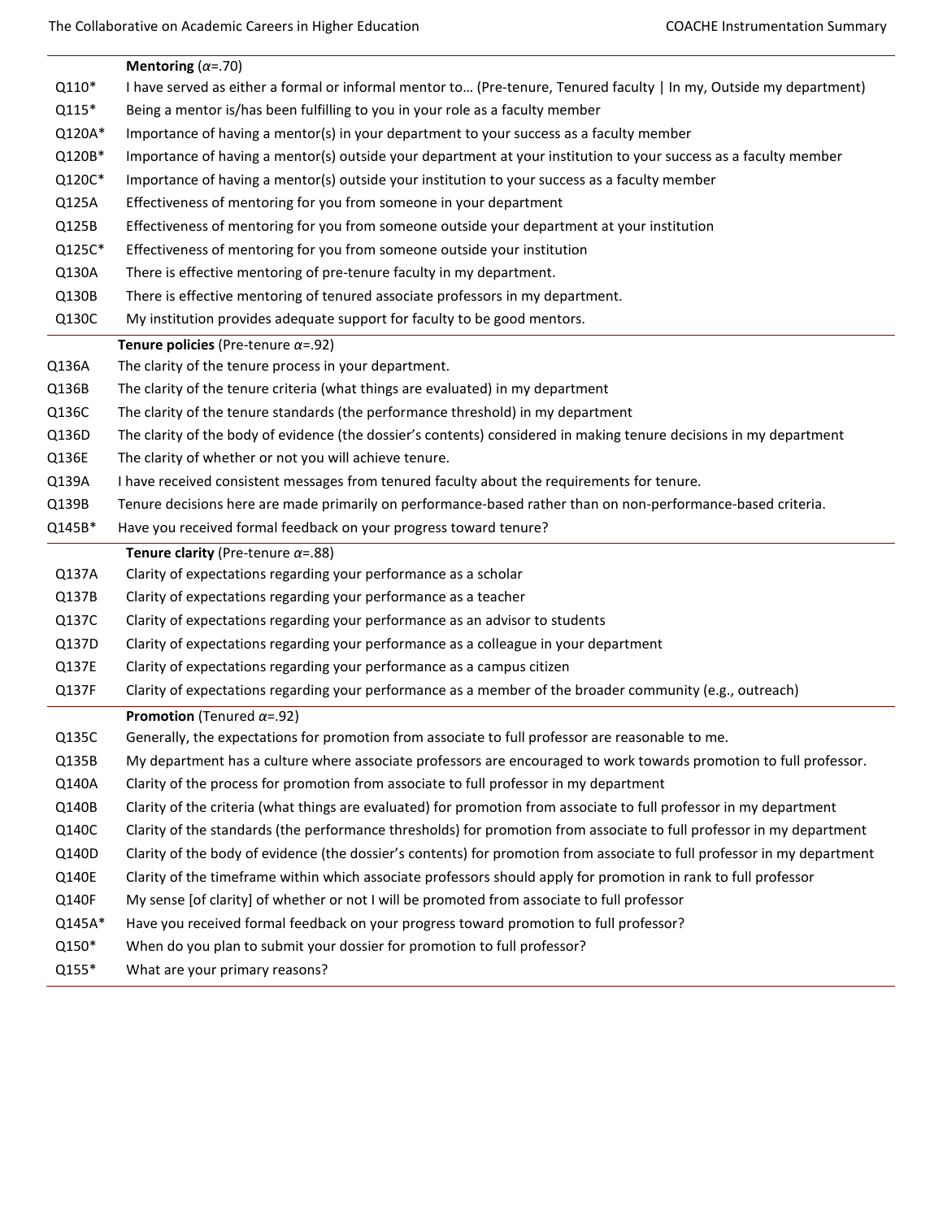| | **Mentoring** ($\alpha$=.70) |
|---|---|
| Q110* | I have served as either a formal or informal mentor to… (Pre-tenure, Tenured faculty \| In my, Outside my department) |
| Q115* | Being a mentor is/has been fulfilling to you in your role as a faculty member |
| Q120A* | Importance of having a mentor(s) in your department to your success as a faculty member |
| Q120B* | Importance of having a mentor(s) outside your department at your institution to your success as a faculty member |
| Q120C* | Importance of having a mentor(s) outside your institution to your success as a faculty member |
| Q125A | Effectiveness of mentoring for you from someone in your department |
| Q125B | Effectiveness of mentoring for you from someone outside your department at your institution |
| Q125C* | Effectiveness of mentoring for you from someone outside your institution |
| Q130A | There is effective mentoring of pre-tenure faculty in my department. |
| Q130B | There is effective mentoring of tenured associate professors in my department. |
| Q130C | My institution provides adequate support for faculty to be good mentors. |
| | **Tenure policies** (Pre-tenure $\alpha$=.92) |
| Q136A | The clarity of the tenure process in your department. |
| Q136B | The clarity of the tenure criteria (what things are evaluated) in my department |
| Q136C | The clarity of the tenure standards (the performance threshold) in my department |
| Q136D | The clarity of the body of evidence (the dossier's contents) considered in making tenure decisions in my department |
| Q136E | The clarity of whether or not you will achieve tenure. |
| Q139A | I have received consistent messages from tenured faculty about the requirements for tenure. |
| Q139B | Tenure decisions here are made primarily on performance-based rather than on non-performance-based criteria. |
| Q145B* | Have you received formal feedback on your progress toward tenure? |
| | **Tenure clarity** (Pre-tenure $\alpha$=.88) |
| Q137A | Clarity of expectations regarding your performance as a scholar |
| Q137B | Clarity of expectations regarding your performance as a teacher |
| Q137C | Clarity of expectations regarding your performance as an advisor to students |
| Q137D | Clarity of expectations regarding your performance as a colleague in your department |
| Q137E | Clarity of expectations regarding your performance as a campus citizen |
| Q137F | Clarity of expectations regarding your performance as a member of the broader community (e.g., outreach) |
| | **Promotion** (Tenured $\alpha$=.92) |
| Q135C | Generally, the expectations for promotion from associate to full professor are reasonable to me. |
| Q135B | My department has a culture where associate professors are encouraged to work towards promotion to full professor. |
| Q140A | Clarity of the process for promotion from associate to full professor in my department |
| Q140B | Clarity of the criteria (what things are evaluated) for promotion from associate to full professor in my department |
| Q140C | Clarity of the standards (the performance thresholds) for promotion from associate to full professor in my department |
| Q140D | Clarity of the body of evidence (the dossier's contents) for promotion from associate to full professor in my department |
| Q140E | Clarity of the timeframe within which associate professors should apply for promotion in rank to full professor |
| Q140F | My sense [of clarity] of whether or not I will be promoted from associate to full professor |
| Q145A* | Have you received formal feedback on your progress toward promotion to full professor? |
| Q150* | When do you plan to submit your dossier for promotion to full professor? |
| Q155* | What are your primary reasons? |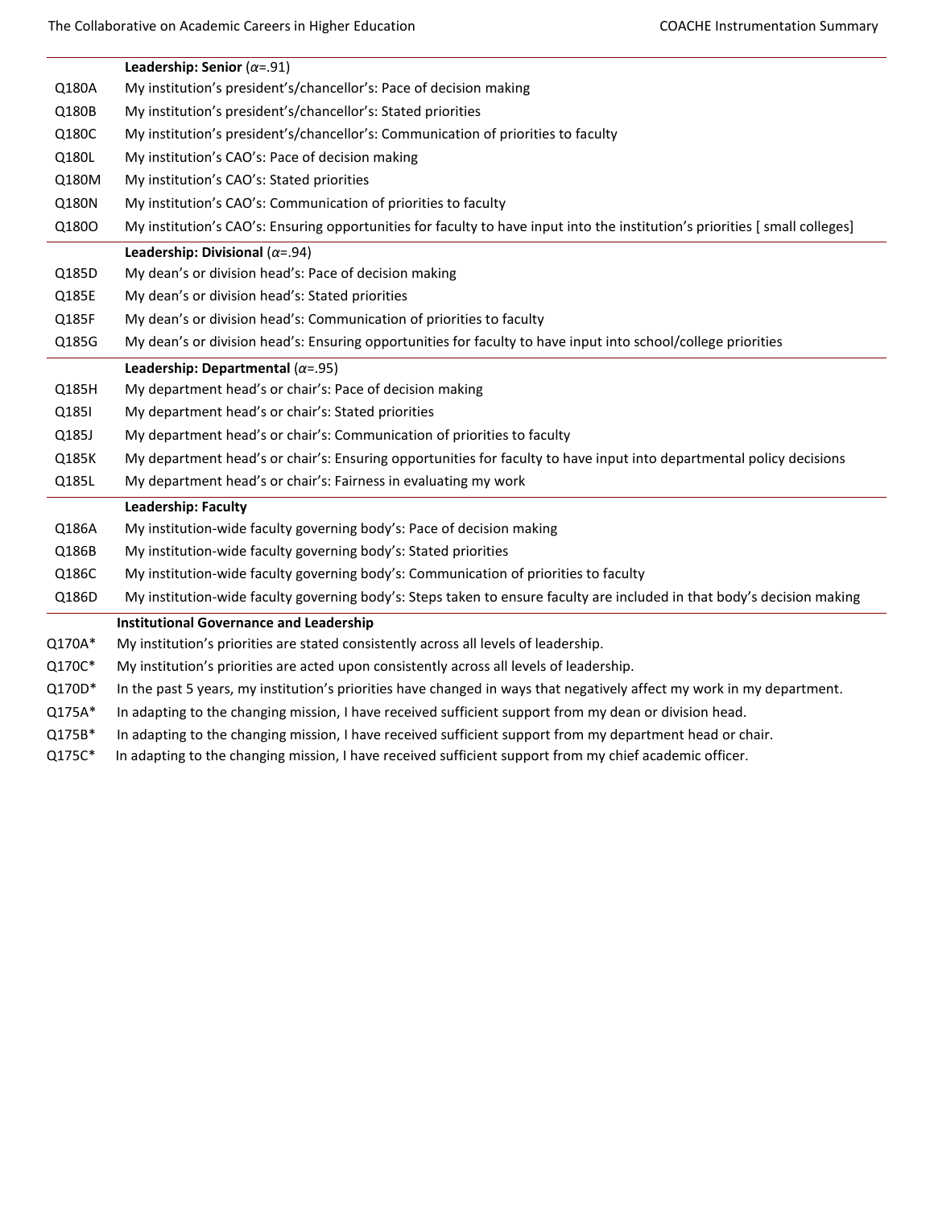| | |
|---|---|
| | **Leadership: Senior** ($\alpha$=.91) |
| Q180A | My institution's president's/chancellor's: Pace of decision making |
| Q180B | My institution's president's/chancellor's: Stated priorities |
| Q180C | My institution's president's/chancellor's: Communication of priorities to faculty |
| Q180L | My institution's CAO's: Pace of decision making |
| Q180M | My institution's CAO's: Stated priorities |
| Q180N | My institution's CAO's: Communication of priorities to faculty |
| Q180O | My institution's CAO's: Ensuring opportunities for faculty to have input into the institution's priorities [ small colleges] |
| | **Leadership: Divisional** ($\alpha$=.94) |
| Q185D | My dean's or division head's: Pace of decision making |
| Q185E | My dean's or division head's: Stated priorities |
| Q185F | My dean's or division head's: Communication of priorities to faculty |
| Q185G | My dean's or division head's: Ensuring opportunities for faculty to have input into school/college priorities |
| | **Leadership: Departmental** ($\alpha$=.95) |
| Q185H | My department head's or chair's: Pace of decision making |
| Q185I | My department head's or chair's: Stated priorities |
| Q185J | My department head's or chair's: Communication of priorities to faculty |
| Q185K | My department head's or chair's: Ensuring opportunities for faculty to have input into departmental policy decisions |
| Q185L | My department head's or chair's: Fairness in evaluating my work |
| | **Leadership: Faculty** |
| Q186A | My institution-wide faculty governing body's: Pace of decision making |
| Q186B | My institution-wide faculty governing body's: Stated priorities |
| Q186C | My institution-wide faculty governing body's: Communication of priorities to faculty |
| Q186D | My institution-wide faculty governing body's: Steps taken to ensure faculty are included in that body's decision making |
| | **Institutional Governance and Leadership** |
| Q170A* | My institution's priorities are stated consistently across all levels of leadership. |
| Q170C* | My institution's priorities are acted upon consistently across all levels of leadership. |
| Q170D* | In the past 5 years, my institution's priorities have changed in ways that negatively affect my work in my department. |
| Q175A* | In adapting to the changing mission, I have received sufficient support from my dean or division head. |
| Q175B* | In adapting to the changing mission, I have received sufficient support from my department head or chair. |
| Q175C* | In adapting to the changing mission, I have received sufficient support from my chief academic officer. |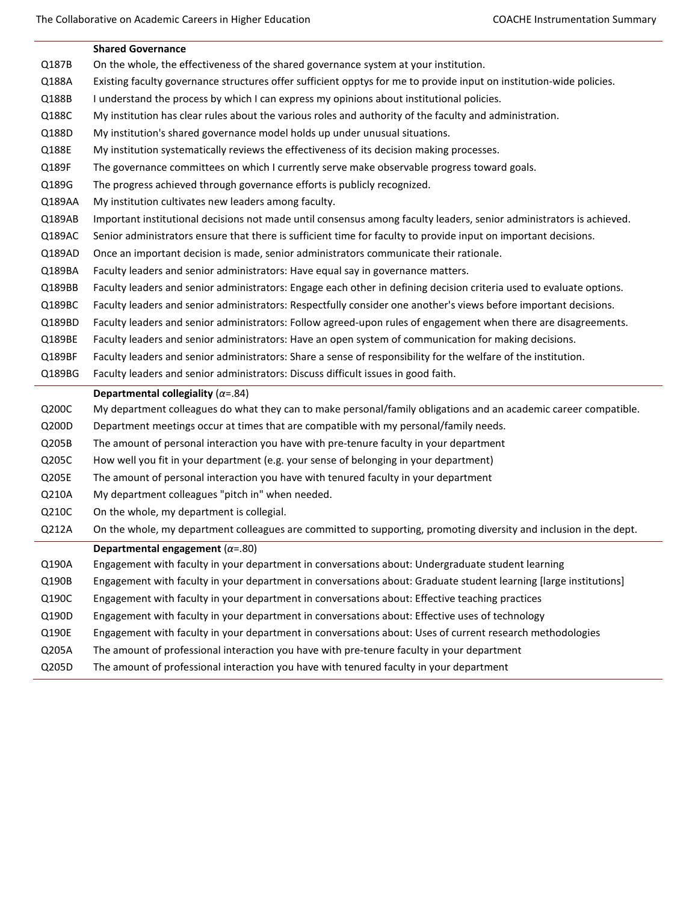| | **Shared Governance** |
|---|---|
| Q187B | On the whole, the effectiveness of the shared governance system at your institution. |
| Q188A | Existing faculty governance structures offer sufficient opptys for me to provide input on institution-wide policies. |
| Q188B | I understand the process by which I can express my opinions about institutional policies. |
| Q188C | My institution has clear rules about the various roles and authority of the faculty and administration. |
| Q188D | My institution's shared governance model holds up under unusual situations. |
| Q188E | My institution systematically reviews the effectiveness of its decision making processes. |
| Q189F | The governance committees on which I currently serve make observable progress toward goals. |
| Q189G | The progress achieved through governance efforts is publicly recognized. |
| Q189AA | My institution cultivates new leaders among faculty. |
| Q189AB | Important institutional decisions not made until consensus among faculty leaders, senior administrators is achieved. |
| Q189AC | Senior administrators ensure that there is sufficient time for faculty to provide input on important decisions. |
| Q189AD | Once an important decision is made, senior administrators communicate their rationale. |
| Q189BA | Faculty leaders and senior administrators: Have equal say in governance matters. |
| Q189BB | Faculty leaders and senior administrators: Engage each other in defining decision criteria used to evaluate options. |
| Q189BC | Faculty leaders and senior administrators: Respectfully consider one another's views before important decisions. |
| Q189BD | Faculty leaders and senior administrators: Follow agreed-upon rules of engagement when there are disagreements. |
| Q189BE | Faculty leaders and senior administrators: Have an open system of communication for making decisions. |
| Q189BF | Faculty leaders and senior administrators: Share a sense of responsibility for the welfare of the institution. |
| Q189BG | Faculty leaders and senior administrators: Discuss difficult issues in good faith. |
| | **Departmental collegiality** ($\alpha$=.84) |
| Q200C | My department colleagues do what they can to make personal/family obligations and an academic career compatible. |
| Q200D | Department meetings occur at times that are compatible with my personal/family needs. |
| Q205B | The amount of personal interaction you have with pre-tenure faculty in your department |
| Q205C | How well you fit in your department (e.g. your sense of belonging in your department) |
| Q205E | The amount of personal interaction you have with tenured faculty in your department |
| Q210A | My department colleagues "pitch in" when needed. |
| Q210C | On the whole, my department is collegial. |
| Q212A | On the whole, my department colleagues are committed to supporting, promoting diversity and inclusion in the dept. |
| | **Departmental engagement** ($\alpha$=.80) |
| Q190A | Engagement with faculty in your department in conversations about: Undergraduate student learning |
| Q190B | Engagement with faculty in your department in conversations about: Graduate student learning [large institutions] |
| Q190C | Engagement with faculty in your department in conversations about: Effective teaching practices |
| Q190D | Engagement with faculty in your department in conversations about: Effective uses of technology |
| Q190E | Engagement with faculty in your department in conversations about: Uses of current research methodologies |
| Q205A | The amount of professional interaction you have with pre-tenure faculty in your department |
| Q205D | The amount of professional interaction you have with tenured faculty in your department |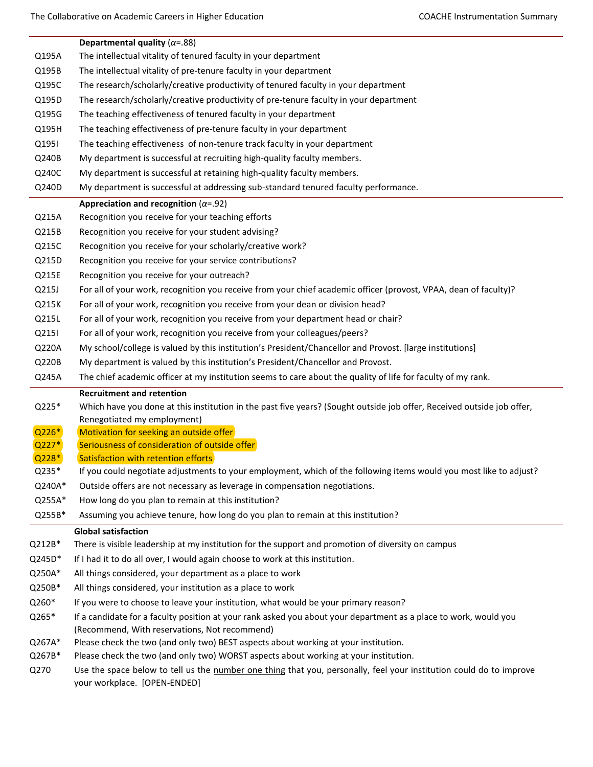| | **Departmental quality** ($\alpha$=.88) |
|---|---|
| Q195A | The intellectual vitality of tenured faculty in your department |
| Q195B | The intellectual vitality of pre-tenure faculty in your department |
| Q195C | The research/scholarly/creative productivity of tenured faculty in your department |
| Q195D | The research/scholarly/creative productivity of pre-tenure faculty in your department |
| Q195G | The teaching effectiveness of tenured faculty in your department |
| Q195H | The teaching effectiveness of pre-tenure faculty in your department |
| Q195I | The teaching effectiveness of non-tenure track faculty in your department |
| Q240B | My department is successful at recruiting high-quality faculty members. |
| Q240C | My department is successful at retaining high-quality faculty members. |
| Q240D | My department is successful at addressing sub-standard tenured faculty performance. |
| | **Appreciation and recognition** ($\alpha$=.92) |
| Q215A | Recognition you receive for your teaching efforts |
| Q215B | Recognition you receive for your student advising? |
| Q215C | Recognition you receive for your scholarly/creative work? |
| Q215D | Recognition you receive for your service contributions? |
| Q215E | Recognition you receive for your outreach? |
| Q215J | For all of your work, recognition you receive from your chief academic officer (provost, VPAA, dean of faculty)? |
| Q215K | For all of your work, recognition you receive from your dean or division head? |
| Q215L | For all of your work, recognition you receive from your department head or chair? |
| Q215I | For all of your work, recognition you receive from your colleagues/peers? |
| Q220A | My school/college is valued by this institution's President/Chancellor and Provost. [large institutions] |
| Q220B | My department is valued by this institution's President/Chancellor and Provost. |
| Q245A | The chief academic officer at my institution seems to care about the quality of life for faculty of my rank. |
| | **Recruitment and retention** |
| Q225* | Which have you done at this institution in the past five years? (Sought outside job offer, Received outside job offer, Renegotiated my employment) |
| Q226* | Motivation for seeking an outside offer |
| Q227* | Seriousness of consideration of outside offer |
| Q228* | Satisfaction with retention efforts |
| Q235* | If you could negotiate adjustments to your employment, which of the following items would you most like to adjust? |
| Q240A* | Outside offers are not necessary as leverage in compensation negotiations. |
| Q255A* | How long do you plan to remain at this institution? |
| Q255B* | Assuming you achieve tenure, how long do you plan to remain at this institution? |
| | **Global satisfaction** |
| Q212B* | There is visible leadership at my institution for the support and promotion of diversity on campus |
| Q245D* | If I had it to do all over, I would again choose to work at this institution. |
| Q250A* | All things considered, your department as a place to work |
| Q250B* | All things considered, your institution as a place to work |
| Q260* | If you were to choose to leave your institution, what would be your primary reason? |
| Q265* | If a candidate for a faculty position at your rank asked you about your department as a place to work, would you (Recommend, With reservations, Not recommend) |
| Q267A* | Please check the two (and only two) BEST aspects about working at your institution. |
| Q267B* | Please check the two (and only two) WORST aspects about working at your institution. |
| Q270 | Use the space below to tell us the number one thing that you, personally, feel your institution could do to improve your workplace. [OPEN-ENDED] |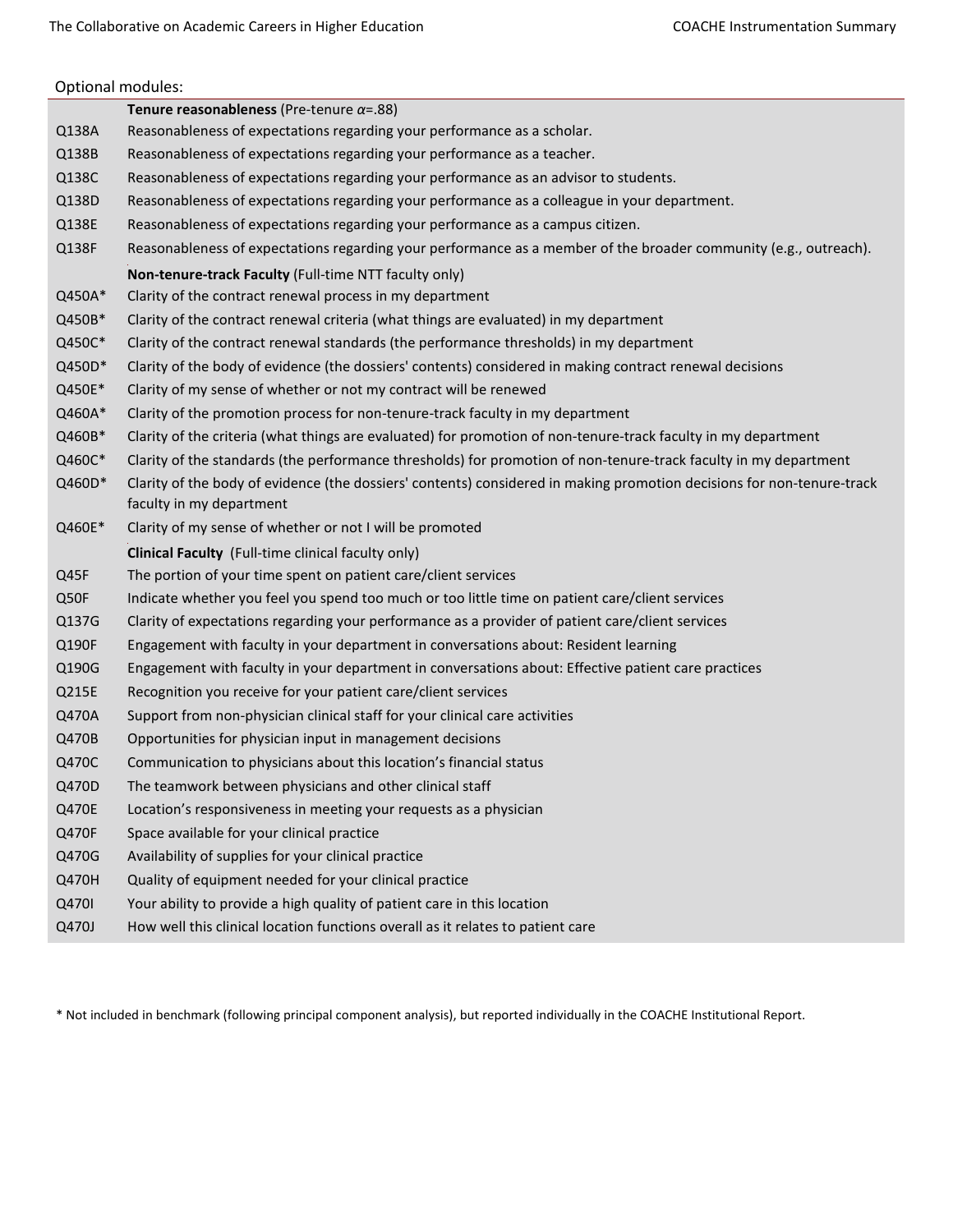Optional modules:

| | |
|---|---|
| | **Tenure reasonableness** (Pre-tenure $\alpha$=.88) |
| Q138A | Reasonableness of expectations regarding your performance as a scholar. |
| Q138B | Reasonableness of expectations regarding your performance as a teacher. |
| Q138C | Reasonableness of expectations regarding your performance as an advisor to students. |
| Q138D | Reasonableness of expectations regarding your performance as a colleague in your department. |
| Q138E | Reasonableness of expectations regarding your performance as a campus citizen. |
| Q138F | Reasonableness of expectations regarding your performance as a member of the broader community (e.g., outreach). |
| | **Non-tenure-track Faculty** (Full-time NTT faculty only) |
| Q450A* | Clarity of the contract renewal process in my department |
| Q450B* | Clarity of the contract renewal criteria (what things are evaluated) in my department |
| Q450C* | Clarity of the contract renewal standards (the performance thresholds) in my department |
| Q450D* | Clarity of the body of evidence (the dossiers' contents) considered in making contract renewal decisions |
| Q450E* | Clarity of my sense of whether or not my contract will be renewed |
| Q460A* | Clarity of the promotion process for non-tenure-track faculty in my department |
| Q460B* | Clarity of the criteria (what things are evaluated) for promotion of non-tenure-track faculty in my department |
| Q460C* | Clarity of the standards (the performance thresholds) for promotion of non-tenure-track faculty in my department |
| Q460D* | Clarity of the body of evidence (the dossiers' contents) considered in making promotion decisions for non-tenure-track faculty in my department |
| Q460E* | Clarity of my sense of whether or not I will be promoted |
| | **Clinical Faculty** (Full-time clinical faculty only) |
| Q45F | The portion of your time spent on patient care/client services |
| Q50F | Indicate whether you feel you spend too much or too little time on patient care/client services |
| Q137G | Clarity of expectations regarding your performance as a provider of patient care/client services |
| Q190F | Engagement with faculty in your department in conversations about: Resident learning |
| Q190G | Engagement with faculty in your department in conversations about: Effective patient care practices |
| Q215E | Recognition you receive for your patient care/client services |
| Q470A | Support from non-physician clinical staff for your clinical care activities |
| Q470B | Opportunities for physician input in management decisions |
| Q470C | Communication to physicians about this location's financial status |
| Q470D | The teamwork between physicians and other clinical staff |
| Q470E | Location's responsiveness in meeting your requests as a physician |
| Q470F | Space available for your clinical practice |
| Q470G | Availability of supplies for your clinical practice |
| Q470H | Quality of equipment needed for your clinical practice |
| Q470I | Your ability to provide a high quality of patient care in this location |
| Q470J | How well this clinical location functions overall as it relates to patient care |

* Not included in benchmark (following principal component analysis), but reported individually in the COACHE Institutional Report.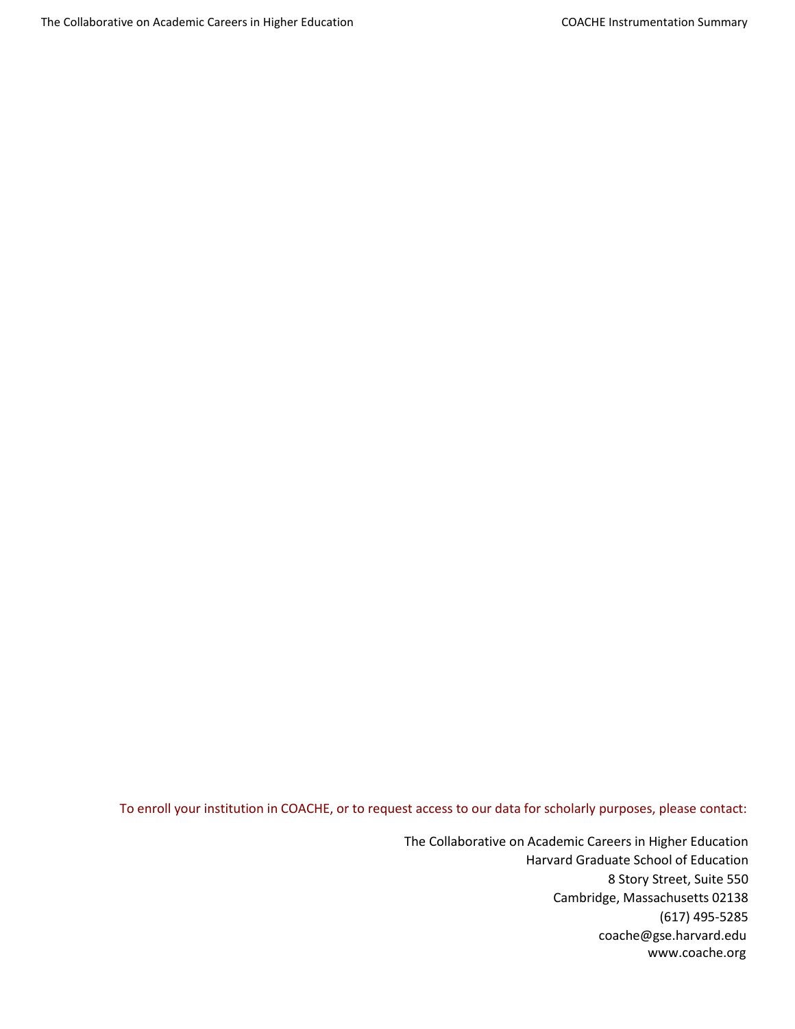To enroll your institution in COACHE, or to request access to our data for scholarly purposes, please contact:

The Collaborative on Academic Careers in Higher Education
Harvard Graduate School of Education
8 Story Street, Suite 550
Cambridge, Massachusetts 02138
(617) 495-5285
coache@gse.harvard.edu
www.coache.org